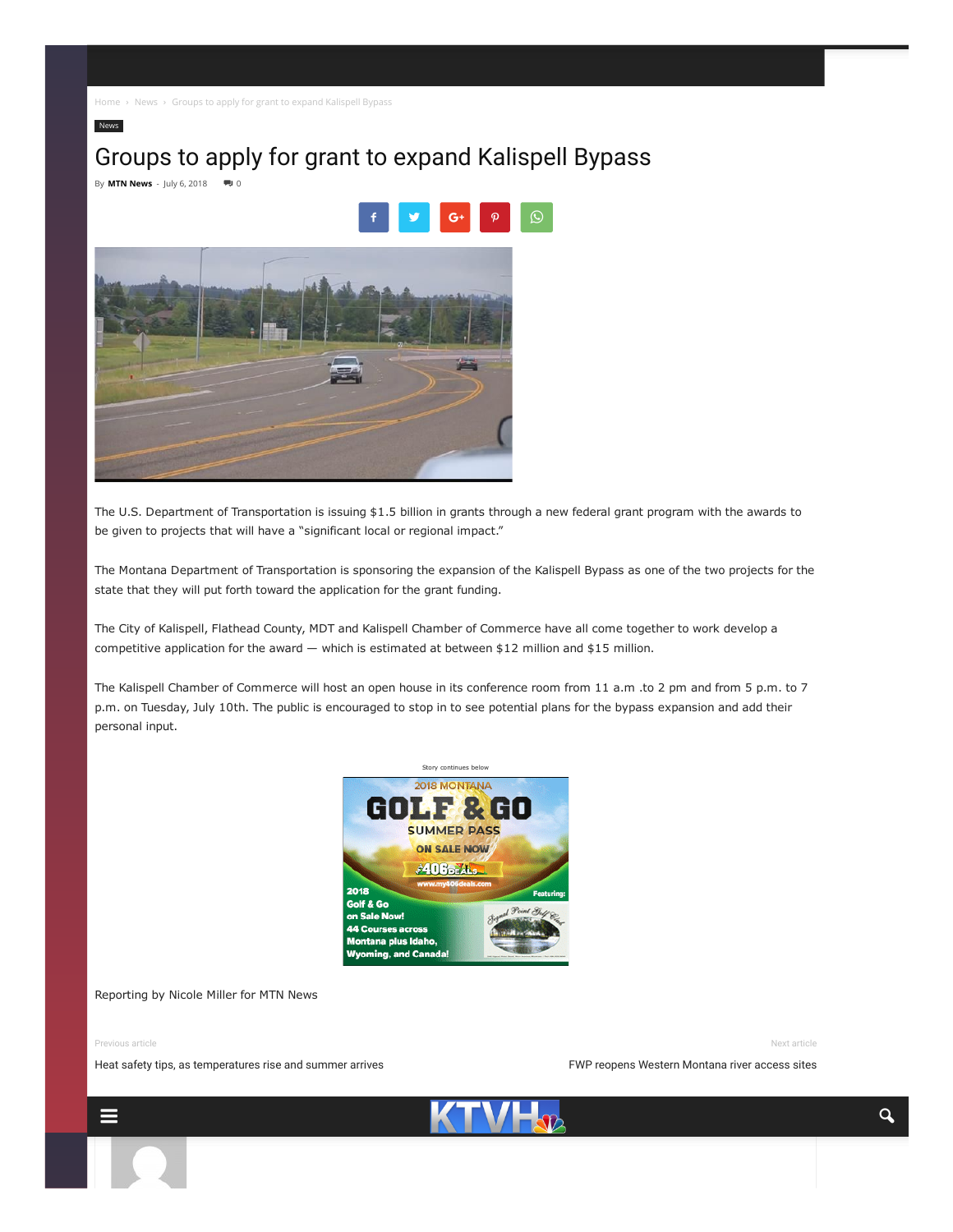Home › News › Groups to apply for grant to expand Kalispell Bypass

News

# Groups to apply for grant to expand Kalispell Bypass

By **MTN News** - July 6, 2018 0

The U.S. Department of Transportation is issuing $1.5 billion in grants through a new federal grant program with the awards to be given to projects that will have a "significant local or regional impact."

The Montana Department of Transportation is sponsoring the expansion of the Kalispell Bypass as one of the two projects for the state that they will put forth toward the application for the grant funding.

The City of Kalispell, Flathead County, MDT and Kalispell Chamber of Commerce have all come together to work develop a competitive application for the award — which is estimated at between $12 million and $15 million.

The Kalispell Chamber of Commerce will host an open house in its conference room from 11 a.m .to 2 pm and from 5 p.m. to 7 p.m. on Tuesday, July 10th. The public is encouraged to stop in to see potential plans for the bypass expansion and add their personal input.

Story continues below

Reporting by Nicole Miller for MTN News

Previous article

Heat safety tips, as temperatures rise and summer arrives

Next article

FWP reopens Western Montana river access sites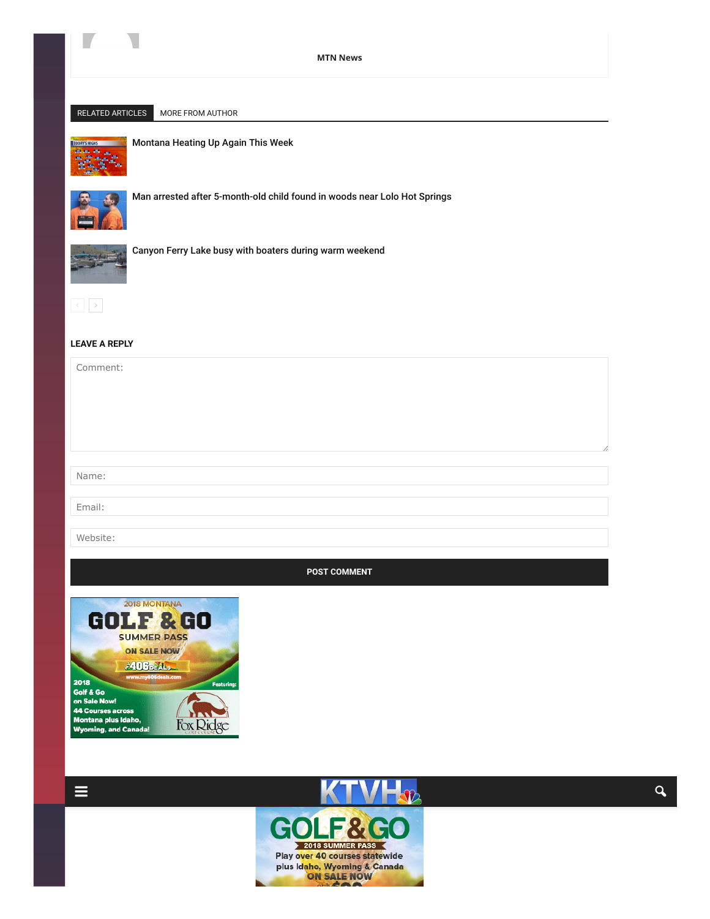MTN News

RELATED ARTICLES MORE FROM AUTHOR

Montana Heating Up Again This Week

Man arrested after 5-month-old child found in woods near Lolo Hot Springs

Canyon Ferry Lake busy with boaters during warm weekend

### LEAVE A REPLY

Comment:

Name:

Email:

Website:

POST COMMENT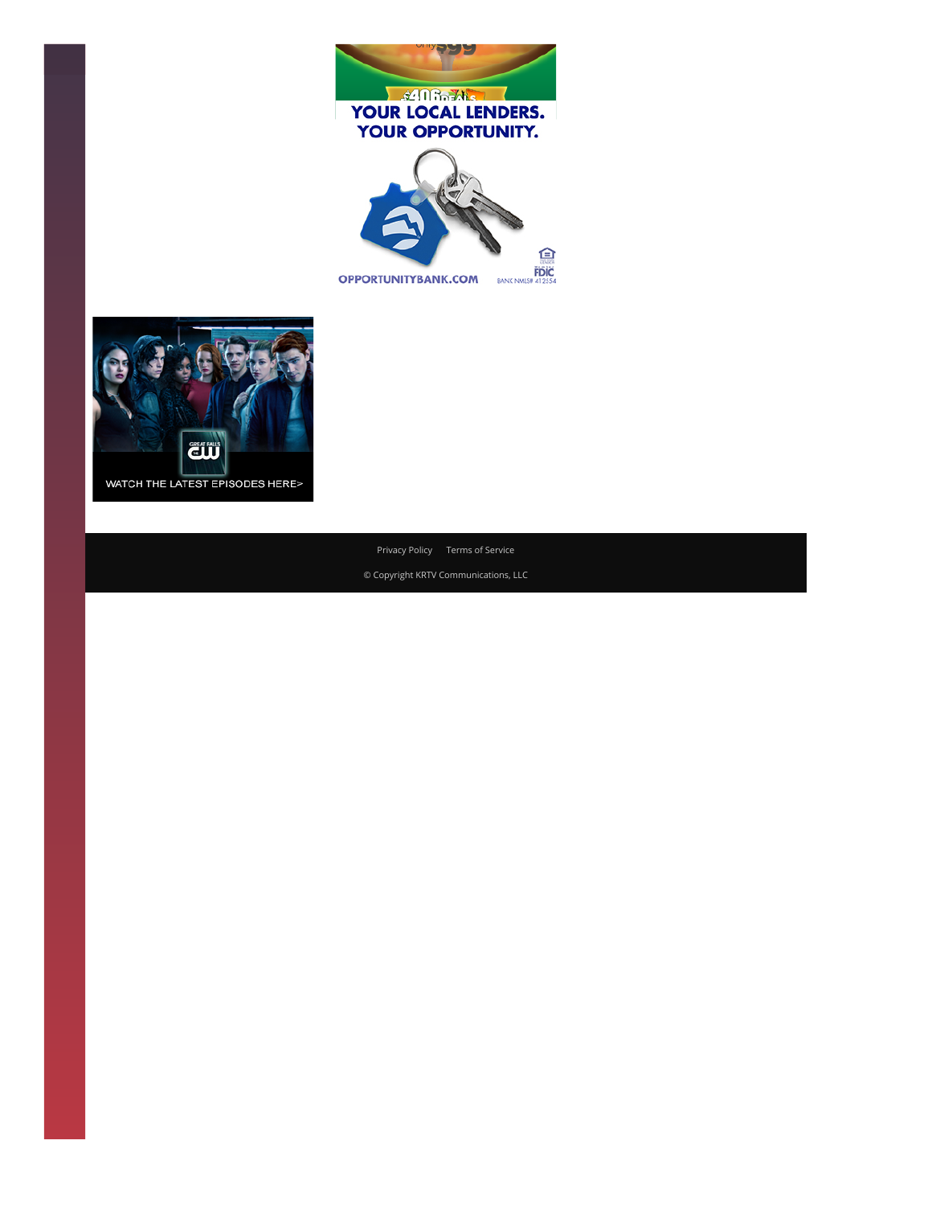Privacy Policy Terms of Service

© Copyright KRTV Communications, LLC